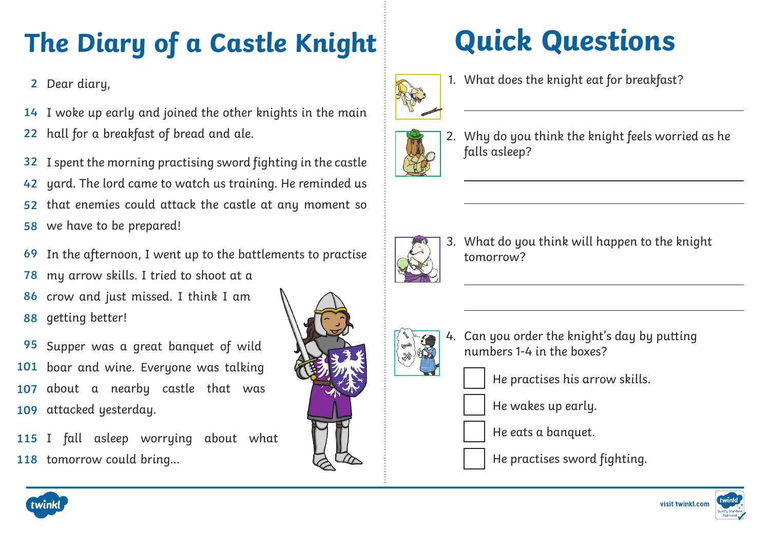# The Diary of a Castle Knight

2 Dear diary,

14 I woke up early and joined the other knights in the main
22 hall for a breakfast of bread and ale.

32 I spent the morning practising sword fighting in the castle
42 yard. The lord came to watch us training. He reminded us
52 that enemies could attack the castle at any moment so
58 we have to be prepared!

69 In the afternoon, I went up to the battlements to practise
78 my arrow skills. I tried to shoot at a
86 crow and just missed. I think I am
88 getting better!

95 Supper was a great banquet of wild
101 boar and wine. Everyone was talking
107 about a nearby castle that was
109 attacked yesterday.

115 I fall asleep worrying about what
118 tomorrow could bring...

# Quick Questions

1. What does the knight eat for breakfast?

   ______________________________

2. Why do you think the knight feels worried as he falls asleep?

   ______________________________

   ______________________________

3. What do you think will happen to the knight tomorrow?

   ______________________________

   ______________________________

4. Can you order the knight's day by putting numbers 1-4 in the boxes?

   ☐ He practises his arrow skills.

   ☐ He wakes up early.

   ☐ He eats a banquet.

   ☐ He practises sword fighting.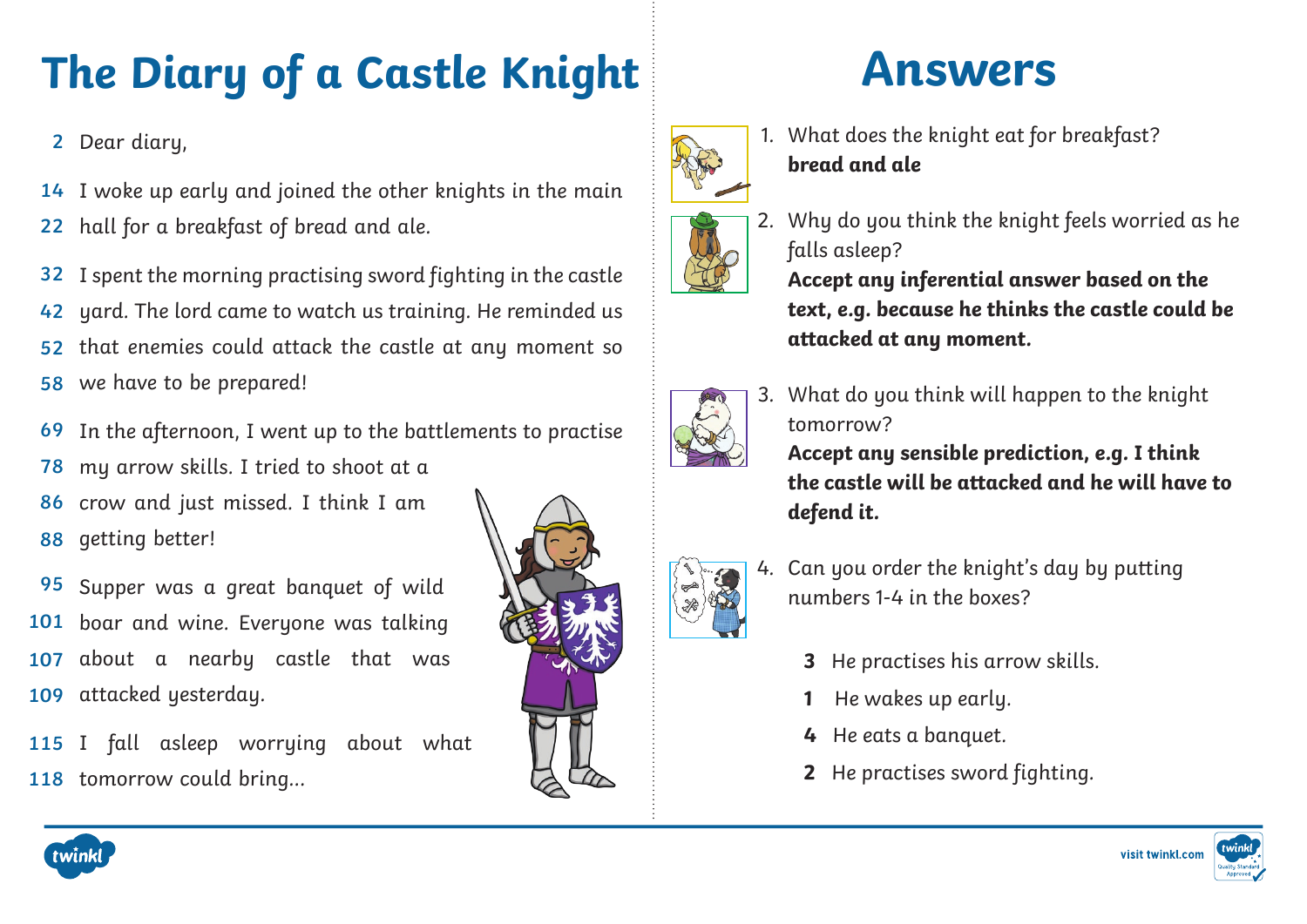# The Diary of a Castle Knight

2 Dear diary,

14 I woke up early and joined the other knights in the main
22 hall for a breakfast of bread and ale.

32 I spent the morning practising sword fighting in the castle
42 yard. The lord came to watch us training. He reminded us
52 that enemies could attack the castle at any moment so
58 we have to be prepared!

69 In the afternoon, I went up to the battlements to practise
78 my arrow skills. I tried to shoot at a
86 crow and just missed. I think I am
88 getting better!

95 Supper was a great banquet of wild
101 boar and wine. Everyone was talking
107 about a nearby castle that was
109 attacked yesterday.

115 I fall asleep worrying about what
118 tomorrow could bring...

# Answers

1. What does the knight eat for breakfast?
   **bread and ale**

2. Why do you think the knight feels worried as he falls asleep?
   **Accept any inferential answer based on the text, e.g. because he thinks the castle could be attacked at any moment.**

3. What do you think will happen to the knight tomorrow?
   **Accept any sensible prediction, e.g. I think the castle will be attacked and he will have to defend it.**

4. Can you order the knight's day by putting numbers 1-4 in the boxes?

   **3** He practises his arrow skills.
   **1** He wakes up early.
   **4** He eats a banquet.
   **2** He practises sword fighting.